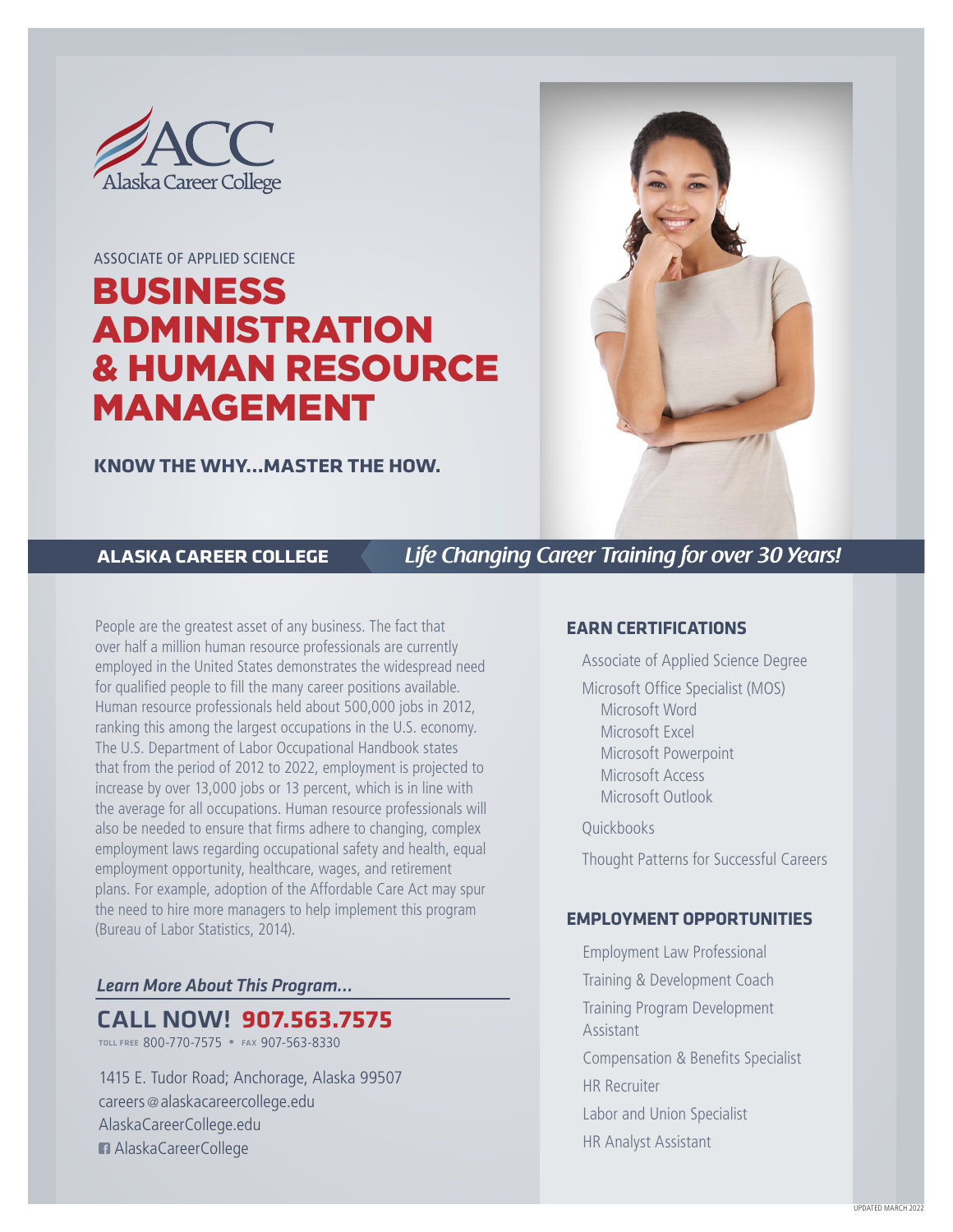ACC Alaska Career College

ASSOCIATE OF APPLIED SCIENCE

# BUSINESS ADMINISTRATION & HUMAN RESOURCE MANAGEMENT

**KNOW THE WHY...MASTER THE HOW.**

**ALASKA CAREER COLLEGE** *Life Changing Career Training for over 30 Years!*

People are the greatest asset of any business. The fact that over half a million human resource professionals are currently employed in the United States demonstrates the widespread need for qualified people to fill the many career positions available. Human resource professionals held about 500,000 jobs in 2012, ranking this among the largest occupations in the U.S. economy. The U.S. Department of Labor Occupational Handbook states that from the period of 2012 to 2022, employment is projected to increase by over 13,000 jobs or 13 percent, which is in line with the average for all occupations. Human resource professionals will also be needed to ensure that firms adhere to changing, complex employment laws regarding occupational safety and health, equal employment opportunity, healthcare, wages, and retirement plans. For example, adoption of the Affordable Care Act may spur the need to hire more managers to help implement this program (Bureau of Labor Statistics, 2014).

*Learn More About This Program...*

**CALL NOW! 907.563.7575**

TOLL FREE 800-770-7575 • FAX 907-563-8330

1415 E. Tudor Road; Anchorage, Alaska 99507
careers@alaskacareercollege.edu
AlaskaCareerCollege.edu
AlaskaCareerCollege

## EARN CERTIFICATIONS

- Associate of Applied Science Degree
- Microsoft Office Specialist (MOS)
  - Microsoft Word
  - Microsoft Excel
  - Microsoft Powerpoint
  - Microsoft Access
  - Microsoft Outlook
- Quickbooks
- Thought Patterns for Successful Careers

## EMPLOYMENT OPPORTUNITIES

- Employment Law Professional
- Training & Development Coach
- Training Program Development Assistant
- Compensation & Benefits Specialist
- HR Recruiter
- Labor and Union Specialist
- HR Analyst Assistant

UPDATED MARCH 2022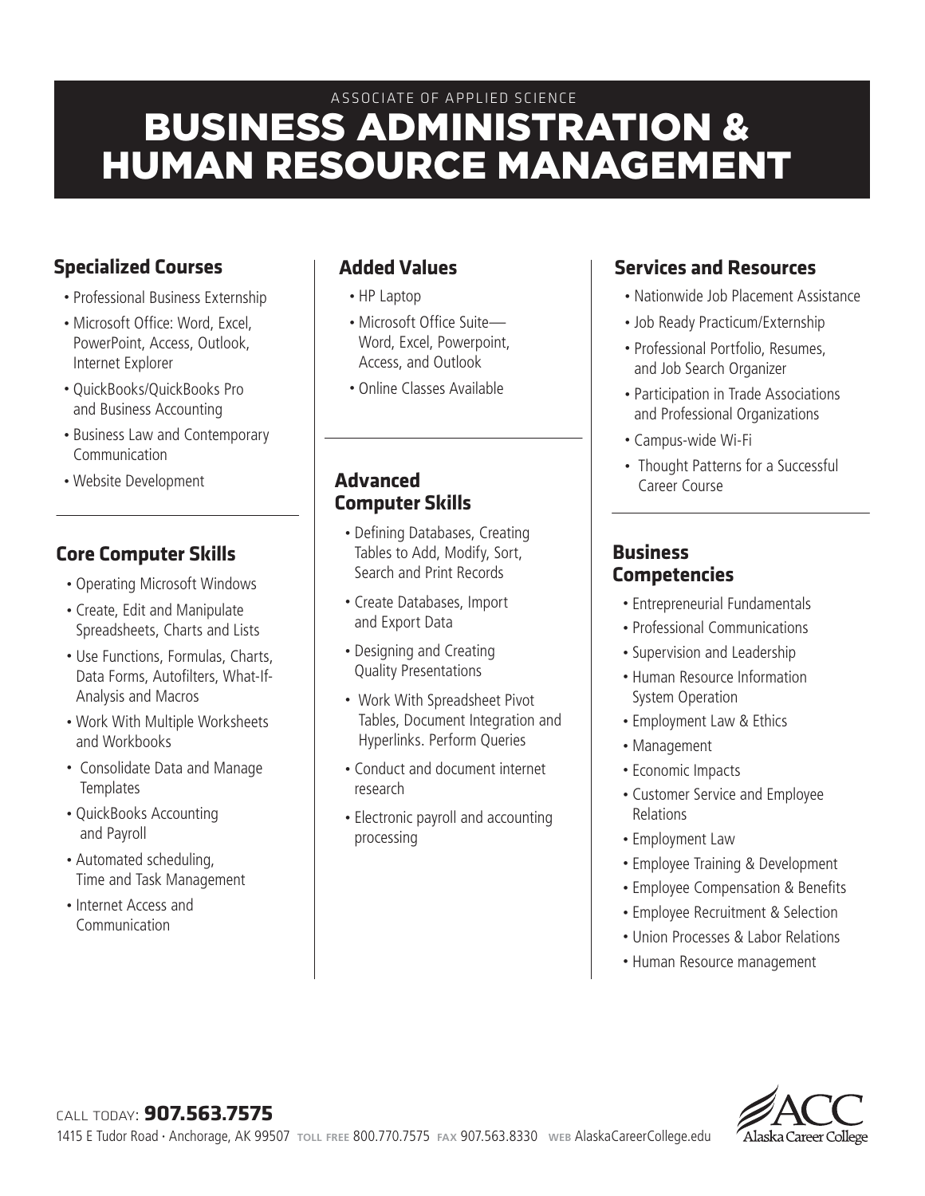ASSOCIATE OF APPLIED SCIENCE

# BUSINESS ADMINISTRATION & HUMAN RESOURCE MANAGEMENT

## Specialized Courses

- Professional Business Externship
- Microsoft Office: Word, Excel, PowerPoint, Access, Outlook, Internet Explorer
- QuickBooks/QuickBooks Pro and Business Accounting
- Business Law and Contemporary Communication
- Website Development

## Core Computer Skills

- Operating Microsoft Windows
- Create, Edit and Manipulate Spreadsheets, Charts and Lists
- Use Functions, Formulas, Charts, Data Forms, Autofilters, What-If-Analysis and Macros
- Work With Multiple Worksheets and Workbooks
- Consolidate Data and Manage Templates
- QuickBooks Accounting and Payroll
- Automated scheduling, Time and Task Management
- Internet Access and Communication

## Added Values

- HP Laptop
- Microsoft Office Suite—Word, Excel, Powerpoint, Access, and Outlook
- Online Classes Available

## Advanced Computer Skills

- Defining Databases, Creating Tables to Add, Modify, Sort, Search and Print Records
- Create Databases, Import and Export Data
- Designing and Creating Quality Presentations
- Work With Spreadsheet Pivot Tables, Document Integration and Hyperlinks. Perform Queries
- Conduct and document internet research
- Electronic payroll and accounting processing

## Services and Resources

- Nationwide Job Placement Assistance
- Job Ready Practicum/Externship
- Professional Portfolio, Resumes, and Job Search Organizer
- Participation in Trade Associations and Professional Organizations
- Campus-wide Wi-Fi
- Thought Patterns for a Successful Career Course

## Business Competencies

- Entrepreneurial Fundamentals
- Professional Communications
- Supervision and Leadership
- Human Resource Information System Operation
- Employment Law & Ethics
- Management
- Economic Impacts
- Customer Service and Employee Relations
- Employment Law
- Employee Training & Development
- Employee Compensation & Benefits
- Employee Recruitment & Selection
- Union Processes & Labor Relations
- Human Resource management

CALL TODAY: **907.563.7575**

1415 E Tudor Road · Anchorage, AK 99507 TOLL FREE 800.770.7575 FAX 907.563.8330 WEB AlaskaCareerCollege.edu

ACC Alaska Career College